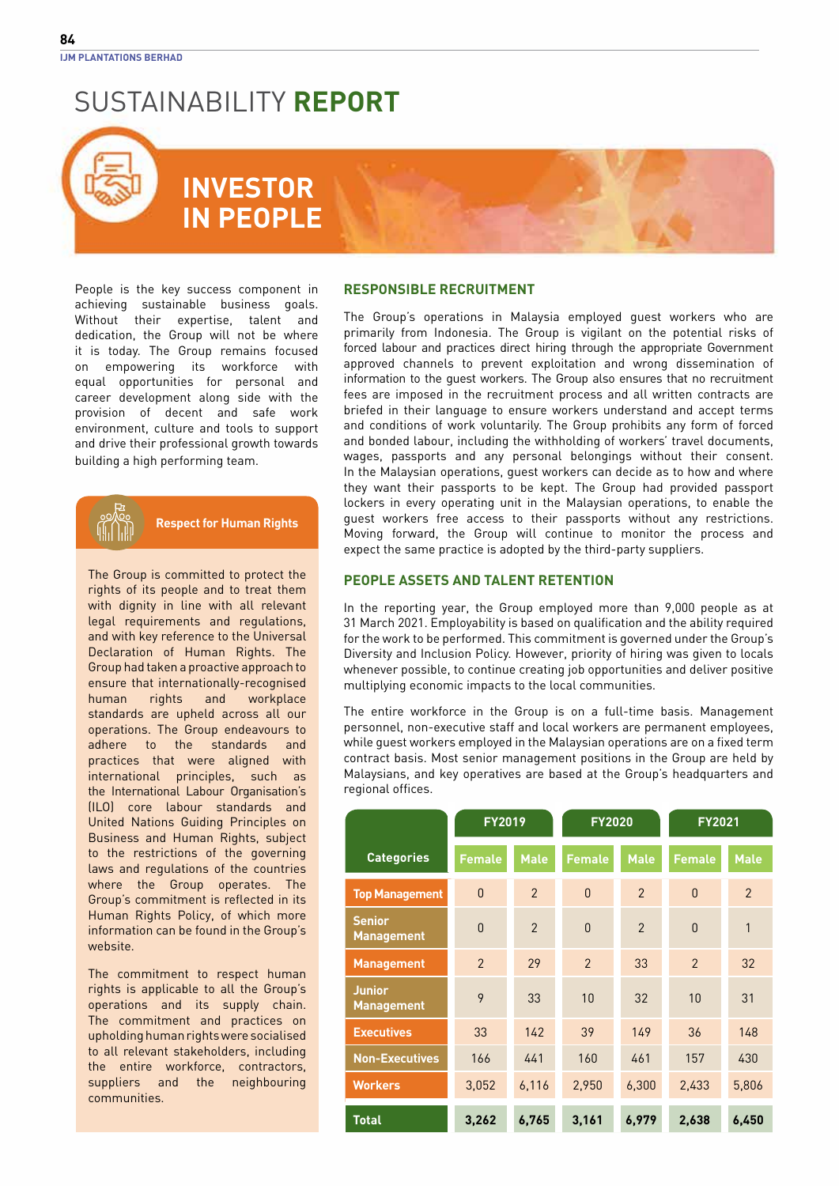# SUSTAINABILITY **REPORT**

## INVESTOR IN PEOPLE

People is the key success component in achieving sustainable business goals. Without their expertise, talent and dedication, the Group will not be where it is today. The Group remains focused on empowering its workforce with equal opportunities for personal and career development along side with the provision of decent and safe work environment, culture and tools to support and drive their professional growth towards building a high performing team.

### Respect for Human Rights

The Group is committed to protect the rights of its people and to treat them with dignity in line with all relevant legal requirements and regulations, and with key reference to the Universal Declaration of Human Rights. The Group had taken a proactive approach to ensure that internationally-recognised human rights and workplace standards are upheld across all our operations. The Group endeavours to adhere to the standards and practices that were aligned with international principles, such as the International Labour Organisation's (ILO) core labour standards and United Nations Guiding Principles on Business and Human Rights, subject to the restrictions of the governing laws and regulations of the countries where the Group operates. The Group's commitment is reflected in its Human Rights Policy, of which more information can be found in the Group's website.

The commitment to respect human rights is applicable to all the Group's operations and its supply chain. The commitment and practices on upholding human rights were socialised to all relevant stakeholders, including the entire workforce, contractors, suppliers and the neighbouring communities.

### RESPONSIBLE RECRUITMENT

The Group's operations in Malaysia employed guest workers who are primarily from Indonesia. The Group is vigilant on the potential risks of forced labour and practices direct hiring through the appropriate Government approved channels to prevent exploitation and wrong dissemination of information to the guest workers. The Group also ensures that no recruitment fees are imposed in the recruitment process and all written contracts are briefed in their language to ensure workers understand and accept terms and conditions of work voluntarily. The Group prohibits any form of forced and bonded labour, including the withholding of workers' travel documents, wages, passports and any personal belongings without their consent. In the Malaysian operations, guest workers can decide as to how and where they want their passports to be kept. The Group had provided passport lockers in every operating unit in the Malaysian operations, to enable the guest workers free access to their passports without any restrictions. Moving forward, the Group will continue to monitor the process and expect the same practice is adopted by the third-party suppliers.

### PEOPLE ASSETS AND TALENT RETENTION

In the reporting year, the Group employed more than 9,000 people as at 31 March 2021. Employability is based on qualification and the ability required for the work to be performed. This commitment is governed under the Group's Diversity and Inclusion Policy. However, priority of hiring was given to locals whenever possible, to continue creating job opportunities and deliver positive multiplying economic impacts to the local communities.

The entire workforce in the Group is on a full-time basis. Management personnel, non-executive staff and local workers are permanent employees, while guest workers employed in the Malaysian operations are on a fixed term contract basis. Most senior management positions in the Group are held by Malaysians, and key operatives are based at the Group's headquarters and regional offices.

| Categories | FY2019 | | FY2020 | | FY2021 | |
|---|---|---|---|---|---|---|
| | Female | Male | Female | Male | Female | Male |
| Top Management | 0 | 2 | 0 | 2 | 0 | 2 |
| Senior Management | 0 | 2 | 0 | 2 | 0 | 1 |
| Management | 2 | 29 | 2 | 33 | 2 | 32 |
| Junior Management | 9 | 33 | 10 | 32 | 10 | 31 |
| Executives | 33 | 142 | 39 | 149 | 36 | 148 |
| Non-Executives | 166 | 441 | 160 | 461 | 157 | 430 |
| Workers | 3,052 | 6,116 | 2,950 | 6,300 | 2,433 | 5,806 |
| **Total** | **3,262** | **6,765** | **3,161** | **6,979** | **2,638** | **6,450** |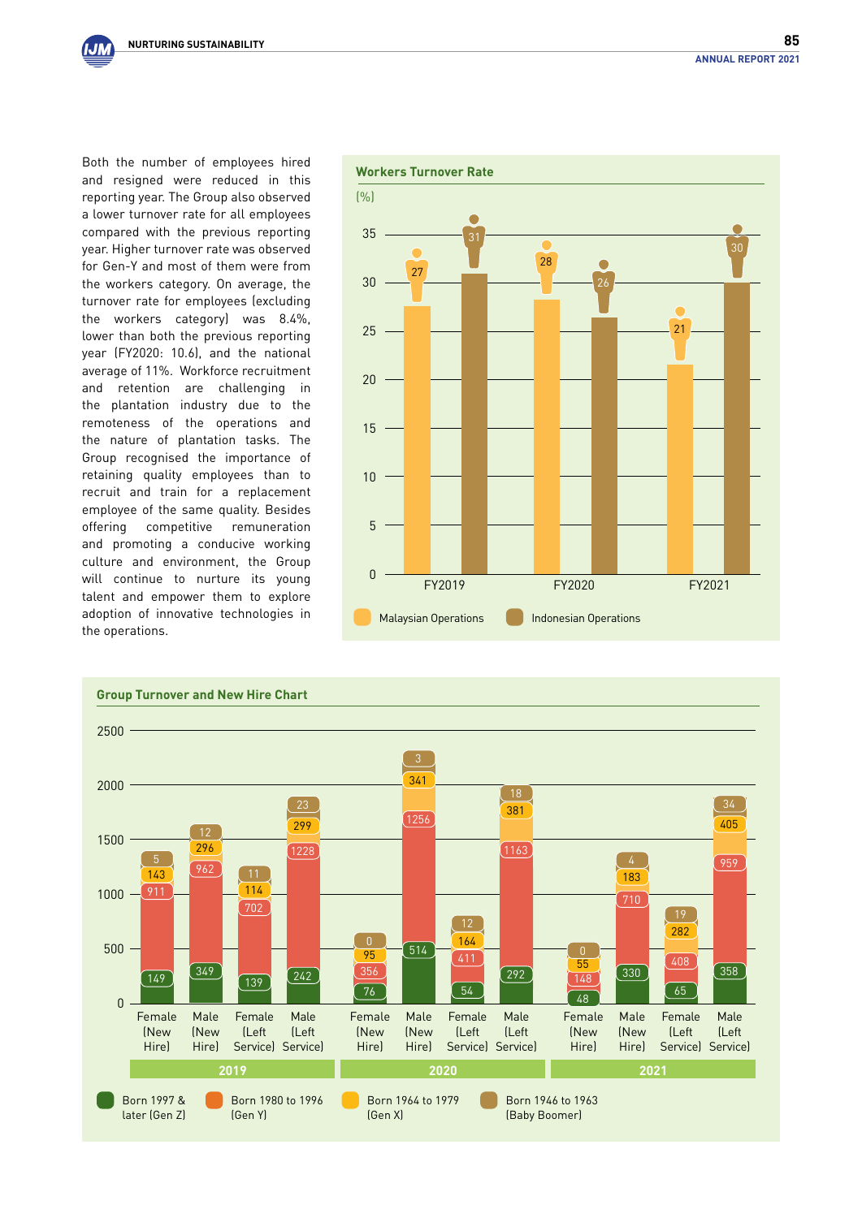Both the number of employees hired and resigned were reduced in this reporting year. The Group also observed a lower turnover rate for all employees compared with the previous reporting year. Higher turnover rate was observed for Gen-Y and most of them were from the workers category. On average, the turnover rate for employees (excluding the workers category) was 8.4%, lower than both the previous reporting year (FY2020: 10.6), and the national average of 11%. Workforce recruitment and retention are challenging in the plantation industry due to the remoteness of the operations and the nature of plantation tasks. The Group recognised the importance of retaining quality employees than to recruit and train for a replacement employee of the same quality. Besides offering competitive remuneration and promoting a conducive working culture and environment, the Group will continue to nurture its young talent and empower them to explore adoption of innovative technologies in the operations.

## Workers Turnover Rate

(%)

| | FY2019 | FY2020 | FY2021 |
|---|---|---|---|
| Malaysian Operations | 27 | 28 | 21 |
| Indonesian Operations | 31 | 26 | 30 |

## Group Turnover and New Hire Chart

| Year | Category | Born 1997 & later (Gen Z) | Born 1980 to 1996 (Gen Y) | Born 1964 to 1979 (Gen X) | Born 1946 to 1963 (Baby Boomer) |
|---|---|---|---|---|---|
| 2019 | Female (New Hire) | 149 | 911 | 143 | 5 |
| 2019 | Male (New Hire) | 349 | 962 | 296 | 12 |
| 2019 | Female (Left Service) | 139 | 702 | 114 | 11 |
| 2019 | Male (Left Service) | 242 | 1228 | 299 | 23 |
| 2020 | Female (New Hire) | 76 | 356 | 95 | 0 |
| 2020 | Male (New Hire) | 514 | 1256 | 341 | 3 |
| 2020 | Female (Left Service) | 54 | 411 | 164 | 12 |
| 2020 | Male (Left Service) | 292 | 1163 | 381 | 18 |
| 2021 | Female (New Hire) | 48 | 148 | 55 | 0 |
| 2021 | Male (New Hire) | 330 | 710 | 183 | 4 |
| 2021 | Female (Left Service) | 65 | 408 | 282 | 19 |
| 2021 | Male (Left Service) | 358 | 959 | 405 | 34 |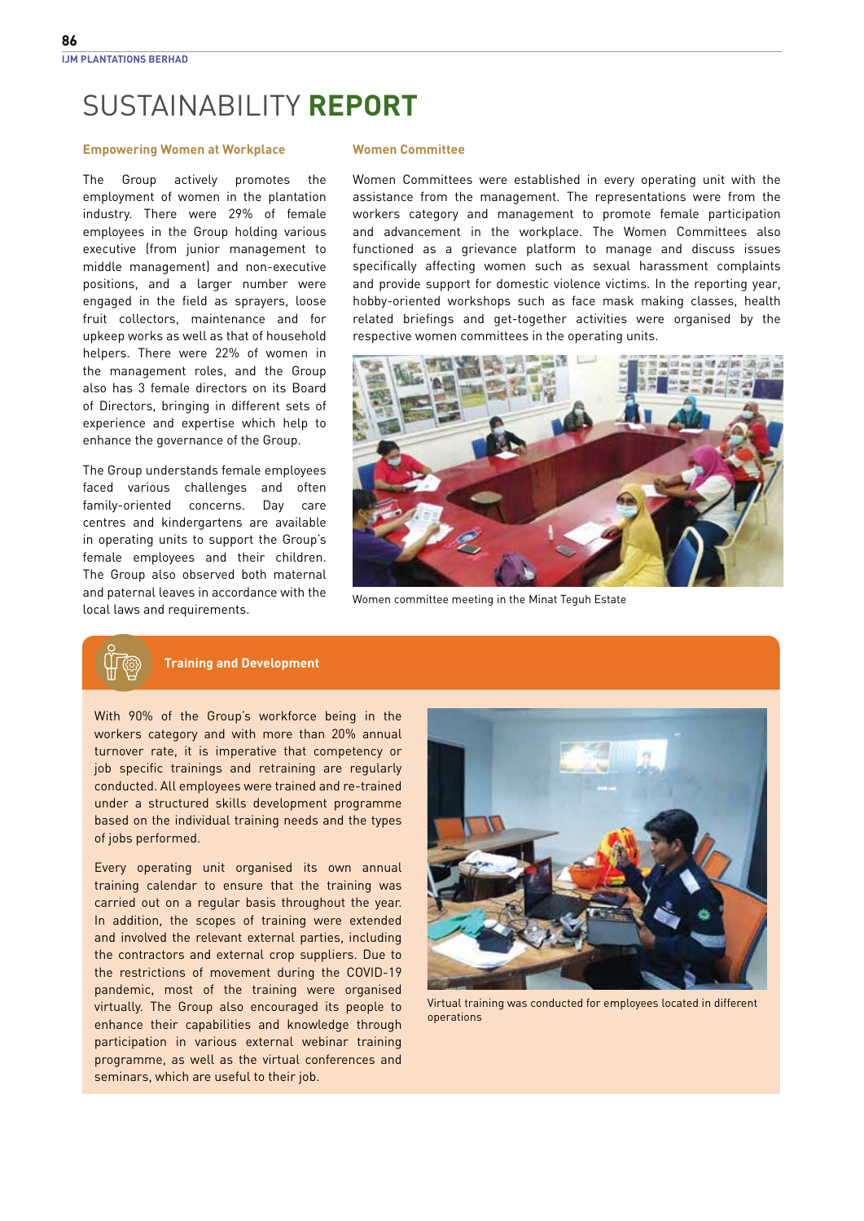# SUSTAINABILITY REPORT

### Empowering Women at Workplace

The Group actively promotes the employment of women in the plantation industry. There were 29% of female employees in the Group holding various executive (from junior management to middle management) and non-executive positions, and a larger number were engaged in the field as sprayers, loose fruit collectors, maintenance and for upkeep works as well as that of household helpers. There were 22% of women in the management roles, and the Group also has 3 female directors on its Board of Directors, bringing in different sets of experience and expertise which help to enhance the governance of the Group.

The Group understands female employees faced various challenges and often family-oriented concerns. Day care centres and kindergartens are available in operating units to support the Group's female employees and their children. The Group also observed both maternal and paternal leaves in accordance with the local laws and requirements.

### Women Committee

Women Committees were established in every operating unit with the assistance from the management. The representations were from the workers category and management to promote female participation and advancement in the workplace. The Women Committees also functioned as a grievance platform to manage and discuss issues specifically affecting women such as sexual harassment complaints and provide support for domestic violence victims. In the reporting year, hobby-oriented workshops such as face mask making classes, health related briefings and get-together activities were organised by the respective women committees in the operating units.

Women committee meeting in the Minat Teguh Estate

## Training and Development

With 90% of the Group's workforce being in the workers category and with more than 20% annual turnover rate, it is imperative that competency or job specific trainings and retraining are regularly conducted. All employees were trained and re-trained under a structured skills development programme based on the individual training needs and the types of jobs performed.

Every operating unit organised its own annual training calendar to ensure that the training was carried out on a regular basis throughout the year. In addition, the scopes of training were extended and involved the relevant external parties, including the contractors and external crop suppliers. Due to the restrictions of movement during the COVID-19 pandemic, most of the training were organised virtually. The Group also encouraged its people to enhance their capabilities and knowledge through participation in various external webinar training programme, as well as the virtual conferences and seminars, which are useful to their job.

Virtual training was conducted for employees located in different operations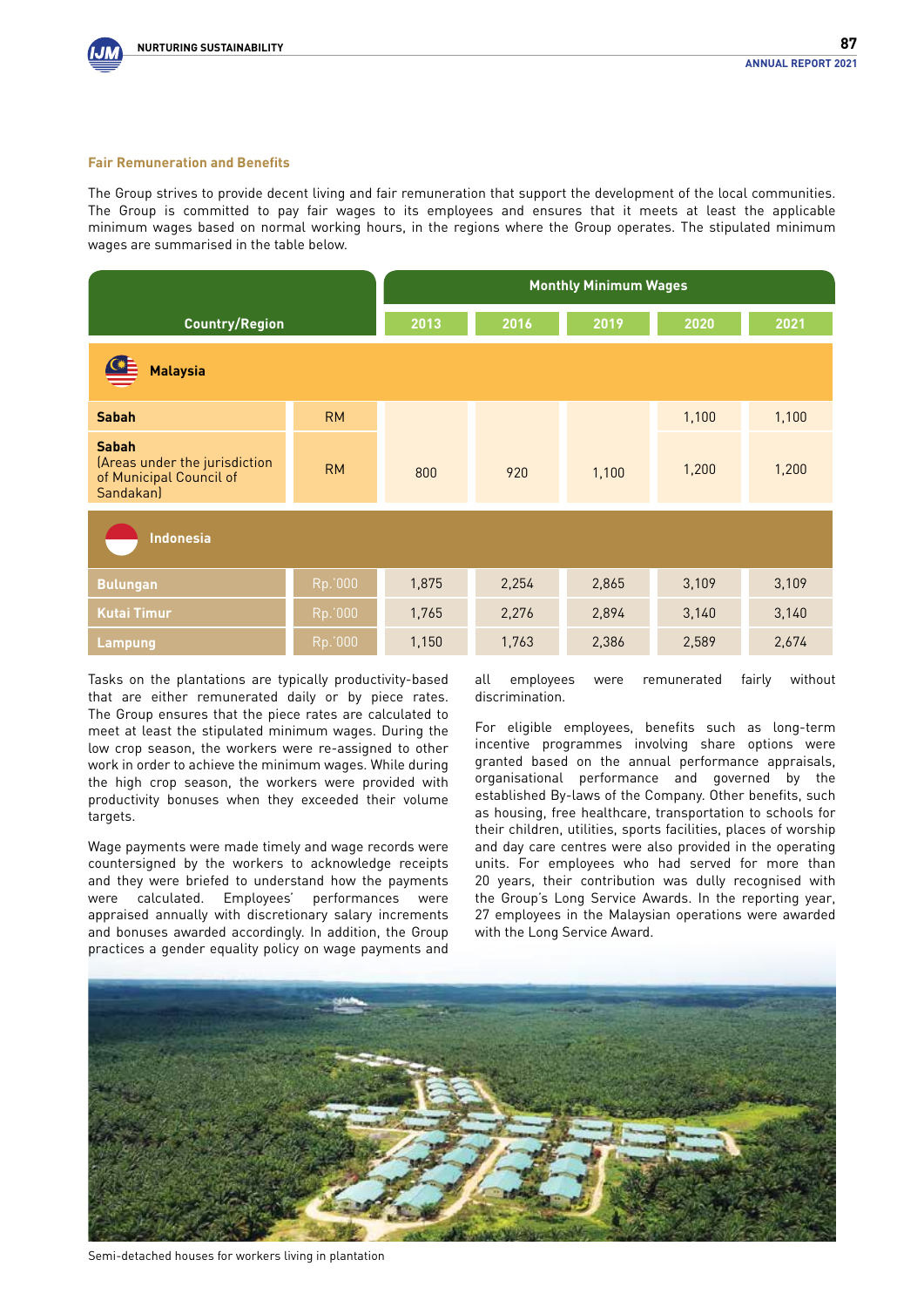### Fair Remuneration and Benefits

The Group strives to provide decent living and fair remuneration that support the development of the local communities. The Group is committed to pay fair wages to its employees and ensures that it meets at least the applicable minimum wages based on normal working hours, in the regions where the Group operates. The stipulated minimum wages are summarised in the table below.

| Country/Region | | Monthly Minimum Wages | | | | |
|---|---|---|---|---|---|---|
| | | 2013 | 2016 | 2019 | 2020 | 2021 |
| **Malaysia** | | | | | | |
| **Sabah** | RM | 800 | 920 | 1,100 | 1,100 | 1,100 |
| **Sabah** (Areas under the jurisdiction of Municipal Council of Sandakan) | RM | 800 | 920 | 1,100 | 1,200 | 1,200 |
| **Indonesia** | | | | | | |
| **Bulungan** | Rp.'000 | 1,875 | 2,254 | 2,865 | 3,109 | 3,109 |
| **Kutai Timur** | Rp.'000 | 1,765 | 2,276 | 2,894 | 3,140 | 3,140 |
| **Lampung** | Rp.'000 | 1,150 | 1,763 | 2,386 | 2,589 | 2,674 |

Tasks on the plantations are typically productivity-based that are either remunerated daily or by piece rates. The Group ensures that the piece rates are calculated to meet at least the stipulated minimum wages. During the low crop season, the workers were re-assigned to other work in order to achieve the minimum wages. While during the high crop season, the workers were provided with productivity bonuses when they exceeded their volume targets.

Wage payments were made timely and wage records were countersigned by the workers to acknowledge receipts and they were briefed to understand how the payments were calculated. Employees' performances were appraised annually with discretionary salary increments and bonuses awarded accordingly. In addition, the Group practices a gender equality policy on wage payments and all employees were remunerated fairly without discrimination.

For eligible employees, benefits such as long-term incentive programmes involving share options were granted based on the annual performance appraisals, organisational performance and governed by the established By-laws of the Company. Other benefits, such as housing, free healthcare, transportation to schools for their children, utilities, sports facilities, places of worship and day care centres were also provided in the operating units. For employees who had served for more than 20 years, their contribution was dully recognised with the Group's Long Service Awards. In the reporting year, 27 employees in the Malaysian operations were awarded with the Long Service Award.

Semi-detached houses for workers living in plantation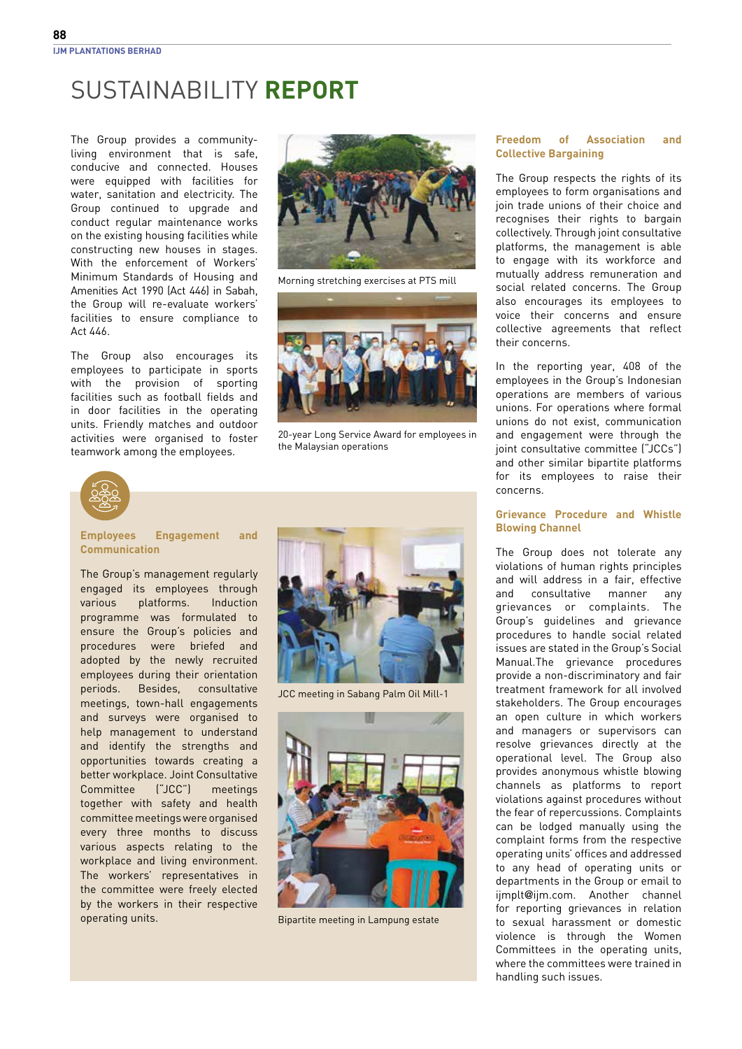# SUSTAINABILITY **REPORT**

The Group provides a community-living environment that is safe, conducive and connected. Houses were equipped with facilities for water, sanitation and electricity. The Group continued to upgrade and conduct regular maintenance works on the existing housing facilities while constructing new houses in stages. With the enforcement of Workers' Minimum Standards of Housing and Amenities Act 1990 (Act 446) in Sabah, the Group will re-evaluate workers' facilities to ensure compliance to Act 446.

The Group also encourages its employees to participate in sports with the provision of sporting facilities such as football fields and in door facilities in the operating units. Friendly matches and outdoor activities were organised to foster teamwork among the employees.

Morning stretching exercises at PTS mill

20-year Long Service Award for employees in the Malaysian operations

### Employees Engagement and Communication

The Group's management regularly engaged its employees through various platforms. Induction programme was formulated to ensure the Group's policies and procedures were briefed and adopted by the newly recruited employees during their orientation periods. Besides, consultative meetings, town-hall engagements and surveys were organised to help management to understand and identify the strengths and opportunities towards creating a better workplace. Joint Consultative Committee ("JCC") meetings together with safety and health committee meetings were organised every three months to discuss various aspects relating to the workplace and living environment. The workers' representatives in the committee were freely elected by the workers in their respective operating units.

JCC meeting in Sabang Palm Oil Mill-1

Bipartite meeting in Lampung estate

### Freedom of Association and Collective Bargaining

The Group respects the rights of its employees to form organisations and join trade unions of their choice and recognises their rights to bargain collectively. Through joint consultative platforms, the management is able to engage with its workforce and mutually address remuneration and social related concerns. The Group also encourages its employees to voice their concerns and ensure collective agreements that reflect their concerns.

In the reporting year, 408 of the employees in the Group's Indonesian operations are members of various unions. For operations where formal unions do not exist, communication and engagement were through the joint consultative committee ("JCCs") and other similar bipartite platforms for its employees to raise their concerns.

### Grievance Procedure and Whistle Blowing Channel

The Group does not tolerate any violations of human rights principles and will address in a fair, effective and consultative manner any grievances or complaints. The Group's guidelines and grievance procedures to handle social related issues are stated in the Group's Social Manual.The grievance procedures provide a non-discriminatory and fair treatment framework for all involved stakeholders. The Group encourages an open culture in which workers and managers or supervisors can resolve grievances directly at the operational level. The Group also provides anonymous whistle blowing channels as platforms to report violations against procedures without the fear of repercussions. Complaints can be lodged manually using the complaint forms from the respective operating units' offices and addressed to any head of operating units or departments in the Group or email to ijmplt@ijm.com. Another channel for reporting grievances in relation to sexual harassment or domestic violence is through the Women Committees in the operating units, where the committees were trained in handling such issues.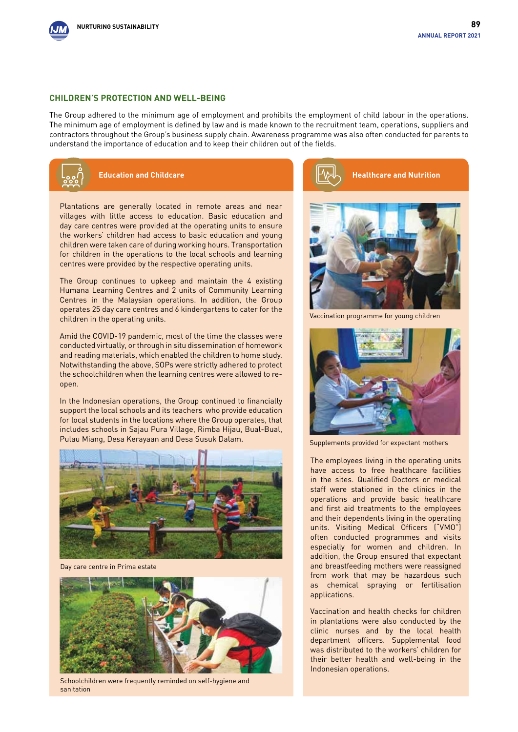## CHILDREN'S PROTECTION AND WELL-BEING

The Group adhered to the minimum age of employment and prohibits the employment of child labour in the operations. The minimum age of employment is defined by law and is made known to the recruitment team, operations, suppliers and contractors throughout the Group's business supply chain. Awareness programme was also often conducted for parents to understand the importance of education and to keep their children out of the fields.

### Education and Childcare

Plantations are generally located in remote areas and near villages with little access to education. Basic education and day care centres were provided at the operating units to ensure the workers' children had access to basic education and young children were taken care of during working hours. Transportation for children in the operations to the local schools and learning centres were provided by the respective operating units.

The Group continues to upkeep and maintain the 4 existing Humana Learning Centres and 2 units of Community Learning Centres in the Malaysian operations. In addition, the Group operates 25 day care centres and 6 kindergartens to cater for the children in the operating units.

Amid the COVID-19 pandemic, most of the time the classes were conducted virtually, or through in situ dissemination of homework and reading materials, which enabled the children to home study. Notwithstanding the above, SOPs were strictly adhered to protect the schoolchildren when the learning centres were allowed to re-open.

In the Indonesian operations, the Group continued to financially support the local schools and its teachers who provide education for local students in the locations where the Group operates, that includes schools in Sajau Pura Village, Rimba Hijau, Bual-Bual, Pulau Miang, Desa Kerayaan and Desa Susuk Dalam.

Day care centre in Prima estate

Schoolchildren were frequently reminded on self-hygiene and sanitation

### Healthcare and Nutrition

Vaccination programme for young children

Supplements provided for expectant mothers

The employees living in the operating units have access to free healthcare facilities in the sites. Qualified Doctors or medical staff were stationed in the clinics in the operations and provide basic healthcare and first aid treatments to the employees and their dependents living in the operating units. Visiting Medical Officers ("VMO") often conducted programmes and visits especially for women and children. In addition, the Group ensured that expectant and breastfeeding mothers were reassigned from work that may be hazardous such as chemical spraying or fertilisation applications.

Vaccination and health checks for children in plantations were also conducted by the clinic nurses and by the local health department officers. Supplemental food was distributed to the workers' children for their better health and well-being in the Indonesian operations.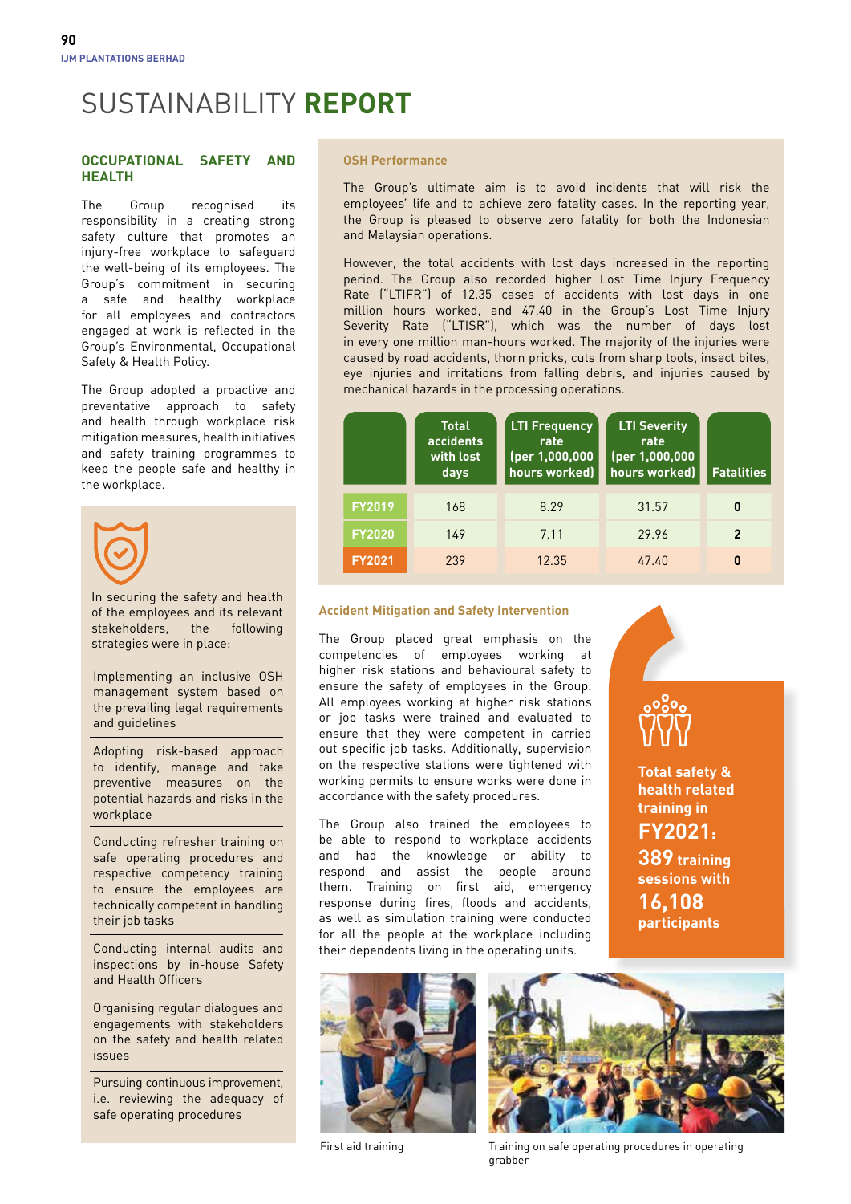# SUSTAINABILITY **REPORT**

## OCCUPATIONAL SAFETY AND HEALTH

The Group recognised its responsibility in a creating strong safety culture that promotes an injury-free workplace to safeguard the well-being of its employees. The Group's commitment in securing a safe and healthy workplace for all employees and contractors engaged at work is reflected in the Group's Environmental, Occupational Safety & Health Policy.

The Group adopted a proactive and preventative approach to safety and health through workplace risk mitigation measures, health initiatives and safety training programmes to keep the people safe and healthy in the workplace.

In securing the safety and health of the employees and its relevant stakeholders, the following strategies were in place:

- Implementing an inclusive OSH management system based on the prevailing legal requirements and guidelines
- Adopting risk-based approach to identify, manage and take preventive measures on the potential hazards and risks in the workplace
- Conducting refresher training on safe operating procedures and respective competency training to ensure the employees are technically competent in handling their job tasks
- Conducting internal audits and inspections by in-house Safety and Health Officers
- Organising regular dialogues and engagements with stakeholders on the safety and health related issues
- Pursuing continuous improvement, i.e. reviewing the adequacy of safe operating procedures

### OSH Performance

The Group's ultimate aim is to avoid incidents that will risk the employees' life and to achieve zero fatality cases. In the reporting year, the Group is pleased to observe zero fatality for both the Indonesian and Malaysian operations.

However, the total accidents with lost days increased in the reporting period. The Group also recorded higher Lost Time Injury Frequency Rate ("LTIFR") of 12.35 cases of accidents with lost days in one million hours worked, and 47.40 in the Group's Lost Time Injury Severity Rate ("LTISR"), which was the number of days lost in every one million man-hours worked. The majority of the injuries were caused by road accidents, thorn pricks, cuts from sharp tools, insect bites, eye injuries and irritations from falling debris, and injuries caused by mechanical hazards in the processing operations.

| | Total accidents with lost days | LTI Frequency rate (per 1,000,000 hours worked) | LTI Severity rate (per 1,000,000 hours worked) | Fatalities |
|---|---|---|---|---|
| FY2019 | 168 | 8.29 | 31.57 | 0 |
| FY2020 | 149 | 7.11 | 29.96 | 2 |
| FY2021 | 239 | 12.35 | 47.40 | 0 |

### Accident Mitigation and Safety Intervention

The Group placed great emphasis on the competencies of employees working at higher risk stations and behavioural safety to ensure the safety of employees in the Group. All employees working at higher risk stations or job tasks were trained and evaluated to ensure that they were competent in carried out specific job tasks. Additionally, supervision on the respective stations were tightened with working permits to ensure works were done in accordance with the safety procedures.

The Group also trained the employees to be able to respond to workplace accidents and had the knowledge or ability to respond and assist the people around them. Training on first aid, emergency response during fires, floods and accidents, as well as simulation training were conducted for all the people at the workplace including their dependents living in the operating units.

**Total safety & health related training in FY2021: 389 training sessions with 16,108 participants**

First aid training

Training on safe operating procedures in operating grabber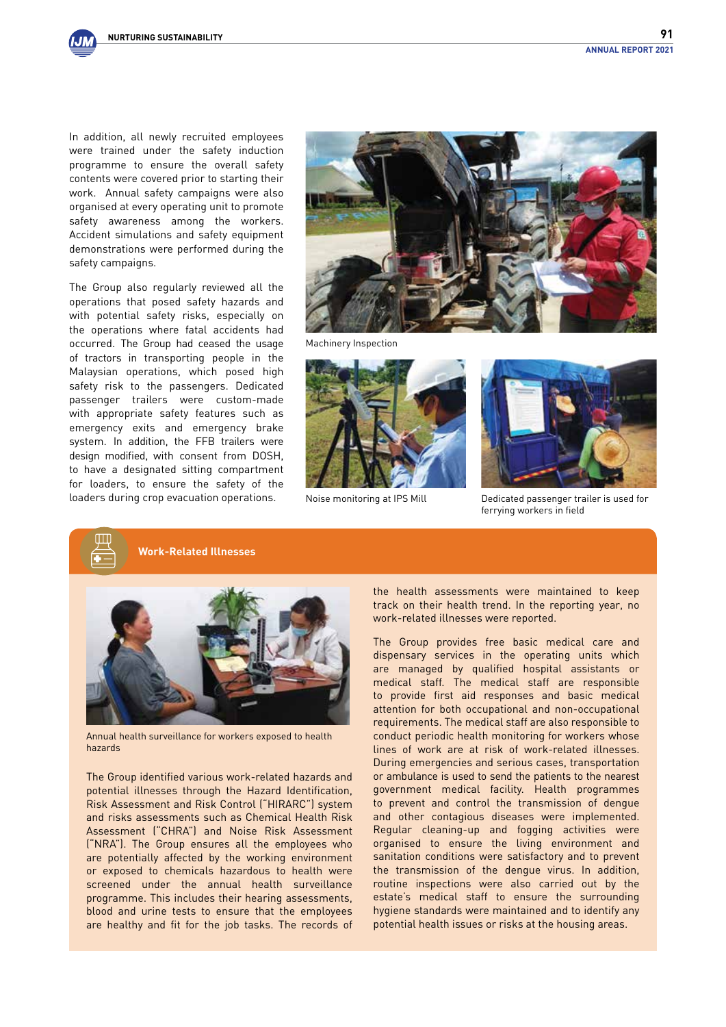In addition, all newly recruited employees were trained under the safety induction programme to ensure the overall safety contents were covered prior to starting their work. Annual safety campaigns were also organised at every operating unit to promote safety awareness among the workers. Accident simulations and safety equipment demonstrations were performed during the safety campaigns.

The Group also regularly reviewed all the operations that posed safety hazards and with potential safety risks, especially on the operations where fatal accidents had occurred. The Group had ceased the usage of tractors in transporting people in the Malaysian operations, which posed high safety risk to the passengers. Dedicated passenger trailers were custom-made with appropriate safety features such as emergency exits and emergency brake system. In addition, the FFB trailers were design modified, with consent from DOSH, to have a designated sitting compartment for loaders, to ensure the safety of the loaders during crop evacuation operations.

Machinery Inspection

Noise monitoring at IPS Mill

Dedicated passenger trailer is used for ferrying workers in field

## Work-Related Illnesses

Annual health surveillance for workers exposed to health hazards

The Group identified various work-related hazards and potential illnesses through the Hazard Identification, Risk Assessment and Risk Control ("HIRARC") system and risks assessments such as Chemical Health Risk Assessment ("CHRA") and Noise Risk Assessment ("NRA"). The Group ensures all the employees who are potentially affected by the working environment or exposed to chemicals hazardous to health were screened under the annual health surveillance programme. This includes their hearing assessments, blood and urine tests to ensure that the employees are healthy and fit for the job tasks. The records of the health assessments were maintained to keep track on their health trend. In the reporting year, no work-related illnesses were reported.

The Group provides free basic medical care and dispensary services in the operating units which are managed by qualified hospital assistants or medical staff. The medical staff are responsible to provide first aid responses and basic medical attention for both occupational and non-occupational requirements. The medical staff are also responsible to conduct periodic health monitoring for workers whose lines of work are at risk of work-related illnesses. During emergencies and serious cases, transportation or ambulance is used to send the patients to the nearest government medical facility. Health programmes to prevent and control the transmission of dengue and other contagious diseases were implemented. Regular cleaning-up and fogging activities were organised to ensure the living environment and sanitation conditions were satisfactory and to prevent the transmission of the dengue virus. In addition, routine inspections were also carried out by the estate's medical staff to ensure the surrounding hygiene standards were maintained and to identify any potential health issues or risks at the housing areas.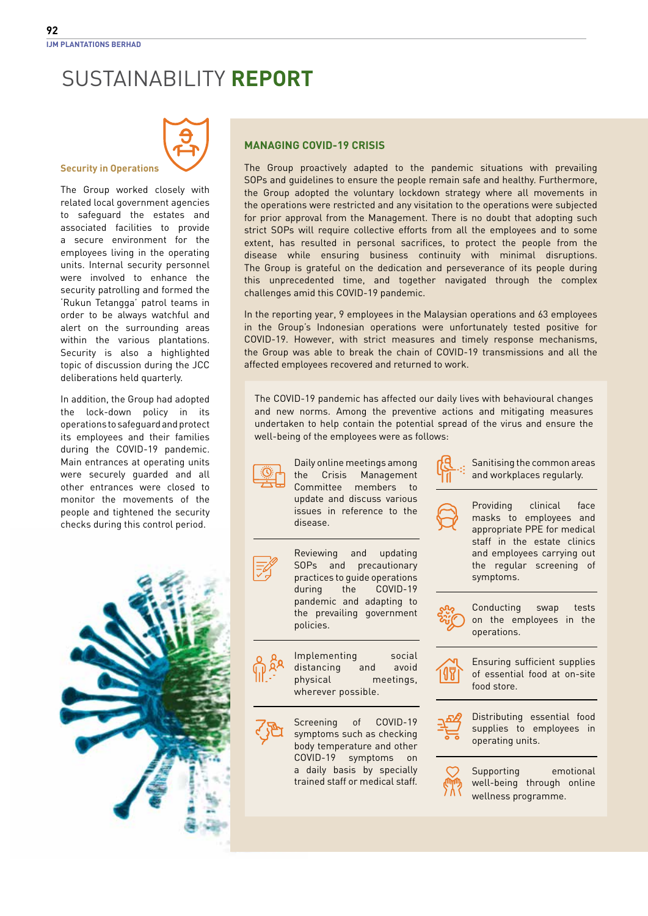# SUSTAINABILITY **REPORT**

### Security in Operations

The Group worked closely with related local government agencies to safeguard the estates and associated facilities to provide a secure environment for the employees living in the operating units. Internal security personnel were involved to enhance the security patrolling and formed the 'Rukun Tetangga' patrol teams in order to be always watchful and alert on the surrounding areas within the various plantations. Security is also a highlighted topic of discussion during the JCC deliberations held quarterly.

In addition, the Group had adopted the lock-down policy in its operations to safeguard and protect its employees and their families during the COVID-19 pandemic. Main entrances at operating units were securely guarded and all other entrances were closed to monitor the movements of the people and tightened the security checks during this control period.

## MANAGING COVID-19 CRISIS

The Group proactively adapted to the pandemic situations with prevailing SOPs and guidelines to ensure the people remain safe and healthy. Furthermore, the Group adopted the voluntary lockdown strategy where all movements in the operations were restricted and any visitation to the operations were subjected for prior approval from the Management. There is no doubt that adopting such strict SOPs will require collective efforts from all the employees and to some extent, has resulted in personal sacrifices, to protect the people from the disease while ensuring business continuity with minimal disruptions. The Group is grateful on the dedication and perseverance of its people during this unprecedented time, and together navigated through the complex challenges amid this COVID-19 pandemic.

In the reporting year, 9 employees in the Malaysian operations and 63 employees in the Group's Indonesian operations were unfortunately tested positive for COVID-19. However, with strict measures and timely response mechanisms, the Group was able to break the chain of COVID-19 transmissions and all the affected employees recovered and returned to work.

The COVID-19 pandemic has affected our daily lives with behavioural changes and new norms. Among the preventive actions and mitigating measures undertaken to help contain the potential spread of the virus and ensure the well-being of the employees were as follows:

- Daily online meetings among the Crisis Management Committee members to update and discuss various issues in reference to the disease.
- Reviewing and updating SOPs and precautionary practices to guide operations during the COVID-19 pandemic and adapting to the prevailing government policies.
- Implementing social distancing and avoid physical meetings, wherever possible.
- Screening of COVID-19 symptoms such as checking body temperature and other COVID-19 symptoms on a daily basis by specially trained staff or medical staff.
- Sanitising the common areas and workplaces regularly.
- Providing clinical face masks to employees and appropriate PPE for medical staff in the estate clinics and employees carrying out the regular screening of symptoms.
- Conducting swap tests on the employees in the operations.
- Ensuring sufficient supplies of essential food at on-site food store.
- Distributing essential food supplies to employees in operating units.
- Supporting emotional well-being through online wellness programme.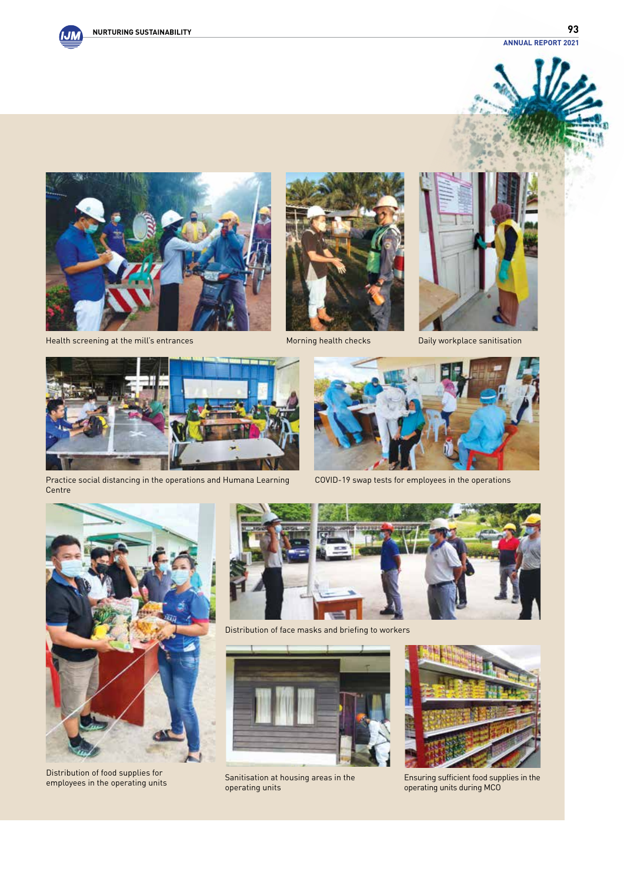Health screening at the mill's entrances

Morning health checks

Daily workplace sanitisation

Practice social distancing in the operations and Humana Learning Centre

COVID-19 swap tests for employees in the operations

Distribution of face masks and briefing to workers

Distribution of food supplies for employees in the operating units

Sanitisation at housing areas in the operating units

Ensuring sufficient food supplies in the operating units during MCO